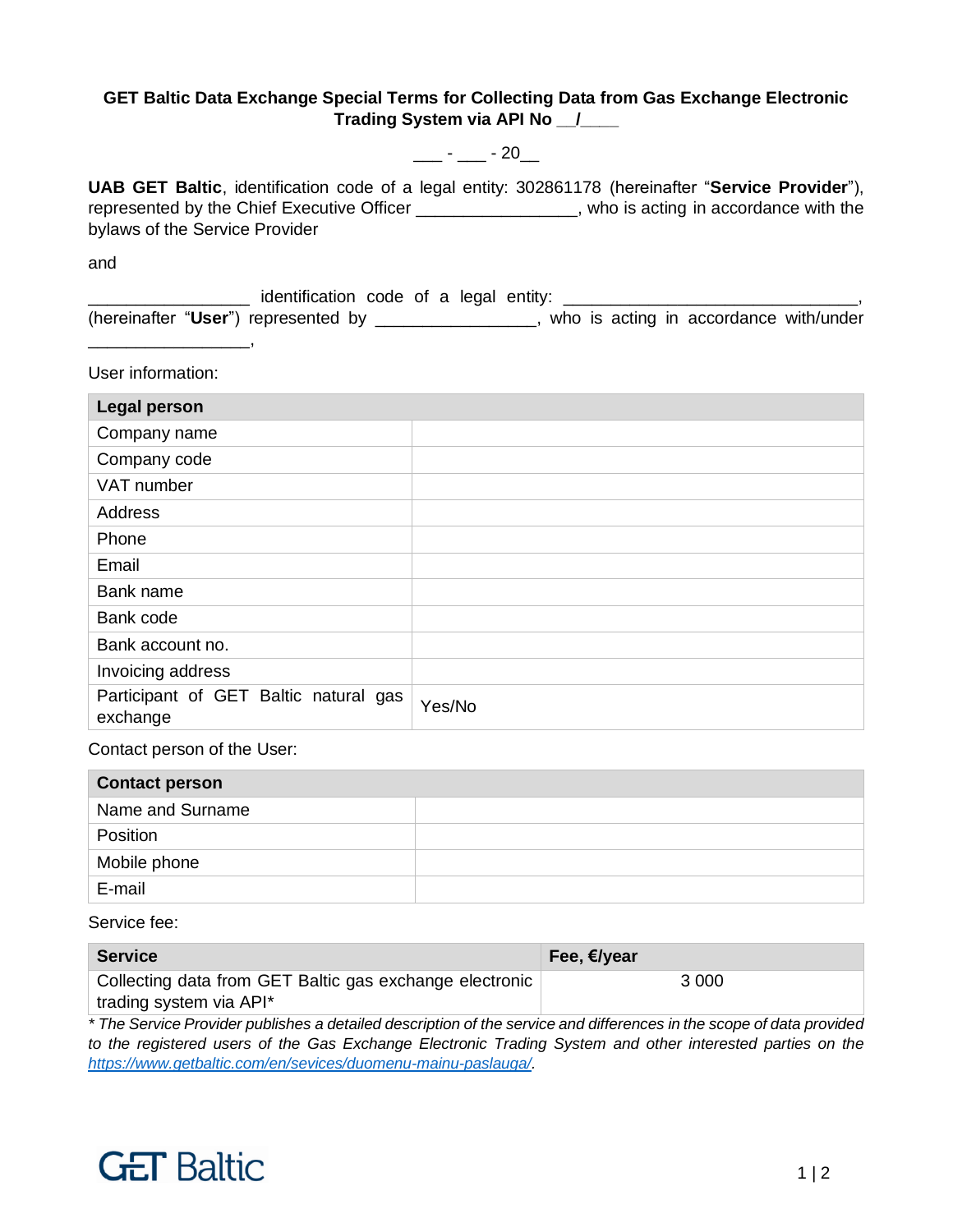**GET Baltic Data Exchange Special Terms for Collecting Data from Gas Exchange Electronic Trading System via API No __/____**

___ - ___ - 20__

**UAB GET Baltic**, identification code of a legal entity: 302861178 (hereinafter "**Service Provider**"), represented by the Chief Executive Officer _________________, who is acting in accordance with the bylaws of the Service Provider

and

_________________ identification code of a legal entity: ______________________________, (hereinafter "**User**") represented by ________________, who is acting in accordance with/under _________________,

User information:

| **Legal person** | |
|---|---|
| Company name | |
| Company code | |
| VAT number | |
| Address | |
| Phone | |
| Email | |
| Bank name | |
| Bank code | |
| Bank account no. | |
| Invoicing address | |
| Participant of GET Baltic natural gas exchange | Yes/No |

Contact person of the User:

| **Contact person** | |
|---|---|
| Name and Surname | |
| Position | |
| Mobile phone | |
| E-mail | |

Service fee:

| **Service** | **Fee, €/year** |
|---|---|
| Collecting data from GET Baltic gas exchange electronic trading system via API* | 3 000 |

*\* The Service Provider publishes a detailed description of the service and differences in the scope of data provided to the registered users of the Gas Exchange Electronic Trading System and other interested parties on the [https://www.getbaltic.com/en/sevices/duomenu-mainu-paslauga/](https://www.getbaltic.com/en/sevices/duomenu-mainu-paslauga/).*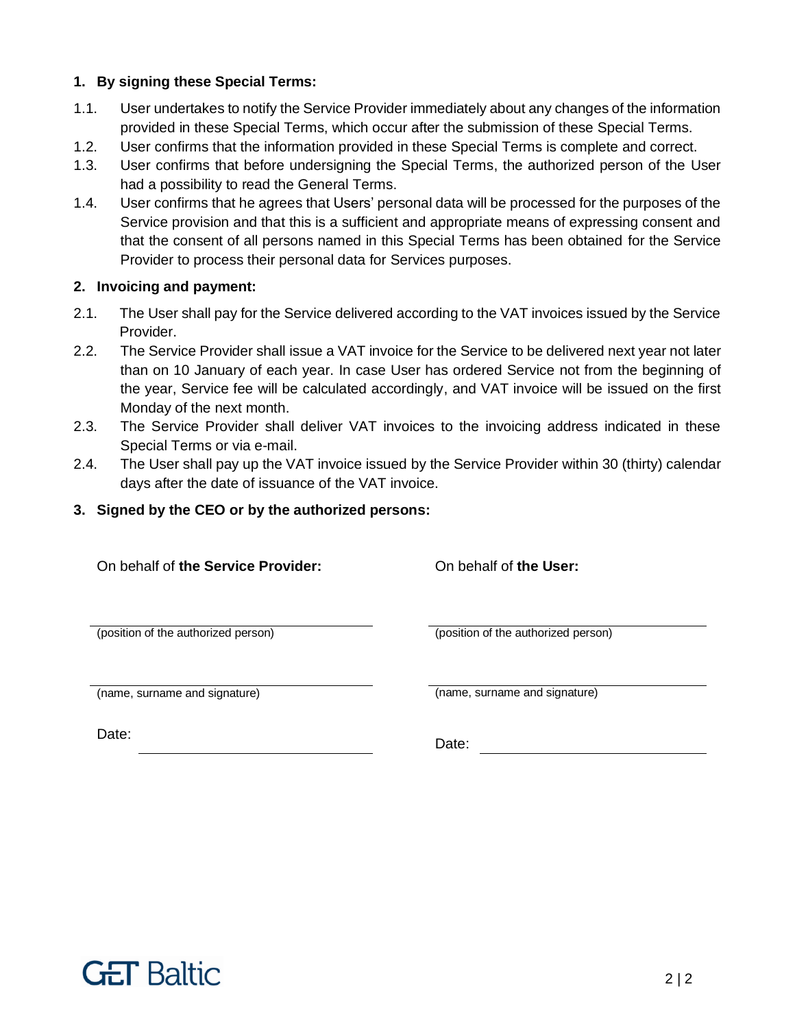**1. By signing these Special Terms:**

1.1. User undertakes to notify the Service Provider immediately about any changes of the information provided in these Special Terms, which occur after the submission of these Special Terms.

1.2. User confirms that the information provided in these Special Terms is complete and correct.

1.3. User confirms that before undersigning the Special Terms, the authorized person of the User had a possibility to read the General Terms.

1.4. User confirms that he agrees that Users' personal data will be processed for the purposes of the Service provision and that this is a sufficient and appropriate means of expressing consent and that the consent of all persons named in this Special Terms has been obtained for the Service Provider to process their personal data for Services purposes.

**2. Invoicing and payment:**

2.1. The User shall pay for the Service delivered according to the VAT invoices issued by the Service Provider.

2.2. The Service Provider shall issue a VAT invoice for the Service to be delivered next year not later than on 10 January of each year. In case User has ordered Service not from the beginning of the year, Service fee will be calculated accordingly, and VAT invoice will be issued on the first Monday of the next month.

2.3. The Service Provider shall deliver VAT invoices to the invoicing address indicated in these Special Terms or via e-mail.

2.4. The User shall pay up the VAT invoice issued by the Service Provider within 30 (thirty) calendar days after the date of issuance of the VAT invoice.

**3. Signed by the CEO or by the authorized persons:**

| On behalf of **the Service Provider:** | On behalf of **the User:** |
| --- | --- |
| (position of the authorized person) | (position of the authorized person) |
| (name, surname and signature) | (name, surname and signature) |
| Date: | Date: |

GET Baltic